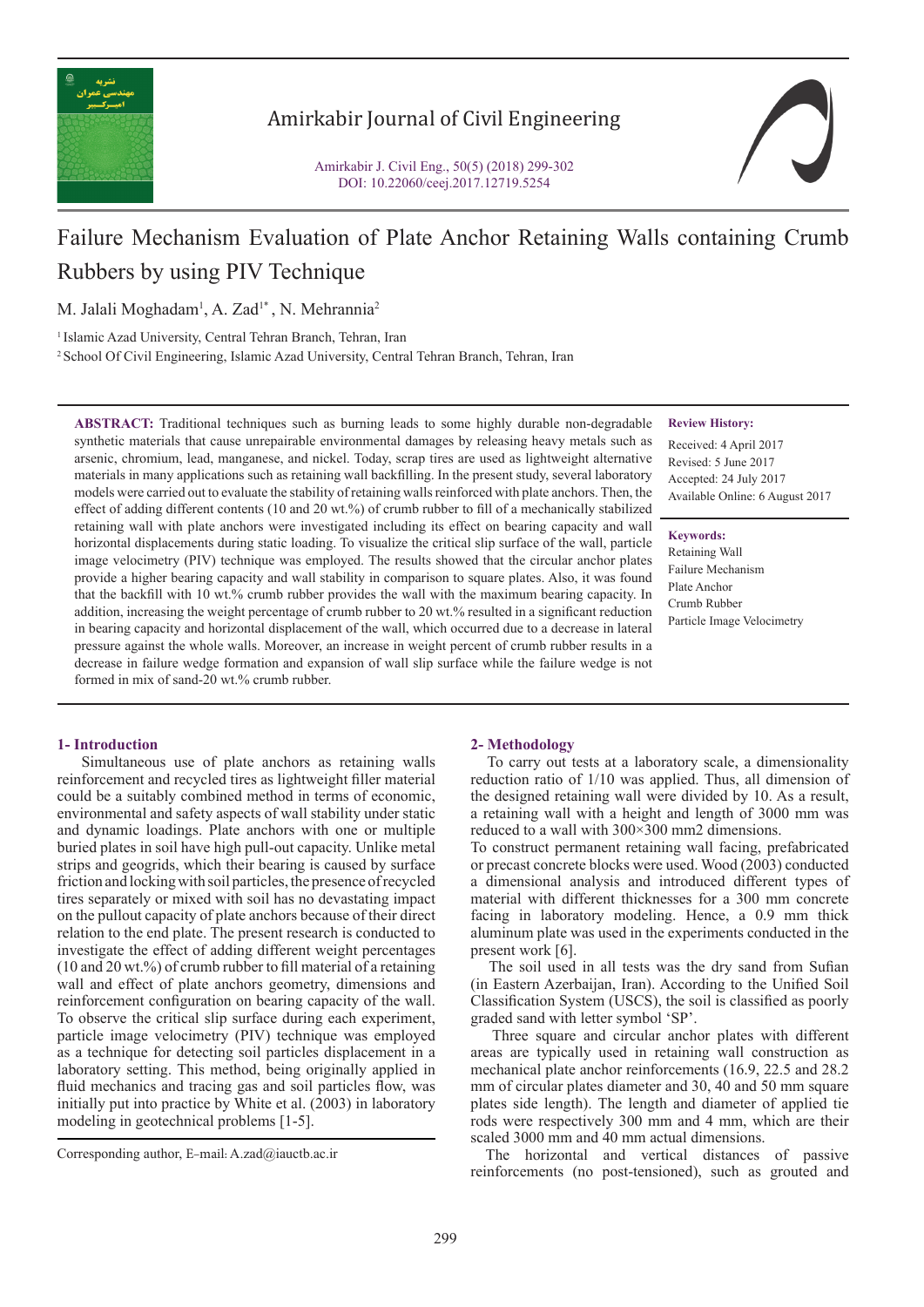# Failure Mechanism Evaluation of Plate Anchor Retaining Walls containing Crumb Rubbers by using PIV Technique

M. Jalali Moghadam[1], A. Zad[1*], N. Mehrannia[2]

[1] Islamic Azad University, Central Tehran Branch, Tehran, Iran

[2] School Of Civil Engineering, Islamic Azad University, Central Tehran Branch, Tehran, Iran

**ABSTRACT:** Traditional techniques such as burning leads to some highly durable non-degradable synthetic materials that cause unrepairable environmental damages by releasing heavy metals such as arsenic, chromium, lead, manganese, and nickel. Today, scrap tires are used as lightweight alternative materials in many applications such as retaining wall backfilling. In the present study, several laboratory models were carried out to evaluate the stability of retaining walls reinforced with plate anchors. Then, the effect of adding different contents (10 and 20 wt.%) of crumb rubber to fill of a mechanically stabilized retaining wall with plate anchors were investigated including its effect on bearing capacity and wall horizontal displacements during static loading. To visualize the critical slip surface of the wall, particle image velocimetry (PIV) technique was employed. The results showed that the circular anchor plates provide a higher bearing capacity and wall stability in comparison to square plates. Also, it was found that the backfill with 10 wt.% crumb rubber provides the wall with the maximum bearing capacity. In addition, increasing the weight percentage of crumb rubber to 20 wt.% resulted in a significant reduction in bearing capacity and horizontal displacement of the wall, which occurred due to a decrease in lateral pressure against the whole walls. Moreover, an increase in weight percent of crumb rubber results in a decrease in failure wedge formation and expansion of wall slip surface while the failure wedge is not formed in mix of sand-20 wt.% crumb rubber.

**Review History:**

Received: 4 April 2017
Revised: 5 June 2017
Accepted: 24 July 2017
Available Online: 6 August 2017

**Keywords:**

Retaining Wall
Failure Mechanism
Plate Anchor
Crumb Rubber
Particle Image Velocimetry

## 1- Introduction

Simultaneous use of plate anchors as retaining walls reinforcement and recycled tires as lightweight filler material could be a suitably combined method in terms of economic, environmental and safety aspects of wall stability under static and dynamic loadings. Plate anchors with one or multiple buried plates in soil have high pull-out capacity. Unlike metal strips and geogrids, which their bearing is caused by surface friction and locking with soil particles, the presence of recycled tires separately or mixed with soil has no devastating impact on the pullout capacity of plate anchors because of their direct relation to the end plate. The present research is conducted to investigate the effect of adding different weight percentages (10 and 20 wt.%) of crumb rubber to fill material of a retaining wall and effect of plate anchors geometry, dimensions and reinforcement configuration on bearing capacity of the wall. To observe the critical slip surface during each experiment, particle image velocimetry (PIV) technique was employed as a technique for detecting soil particles displacement in a laboratory setting. This method, being originally applied in fluid mechanics and tracing gas and soil particles flow, was initially put into practice by White et al. (2003) in laboratory modeling in geotechnical problems [1-5].

Corresponding author, E-mail: A.zad@iauctb.ac.ir

## 2- Methodology

To carry out tests at a laboratory scale, a dimensionality reduction ratio of 1/10 was applied. Thus, all dimension of the designed retaining wall were divided by 10. As a result, a retaining wall with a height and length of 3000 mm was reduced to a wall with 300×300 mm2 dimensions.

To construct permanent retaining wall facing, prefabricated or precast concrete blocks were used. Wood (2003) conducted a dimensional analysis and introduced different types of material with different thicknesses for a 300 mm concrete facing in laboratory modeling. Hence, a 0.9 mm thick aluminum plate was used in the experiments conducted in the present work [6].

The soil used in all tests was the dry sand from Sufian (in Eastern Azerbaijan, Iran). According to the Unified Soil Classification System (USCS), the soil is classified as poorly graded sand with letter symbol 'SP'.

Three square and circular anchor plates with different areas are typically used in retaining wall construction as mechanical plate anchor reinforcements (16.9, 22.5 and 28.2 mm of circular plates diameter and 30, 40 and 50 mm square plates side length). The length and diameter of applied tie rods were respectively 300 mm and 4 mm, which are their scaled 3000 mm and 40 mm actual dimensions.

The horizontal and vertical distances of passive reinforcements (no post-tensioned), such as grouted and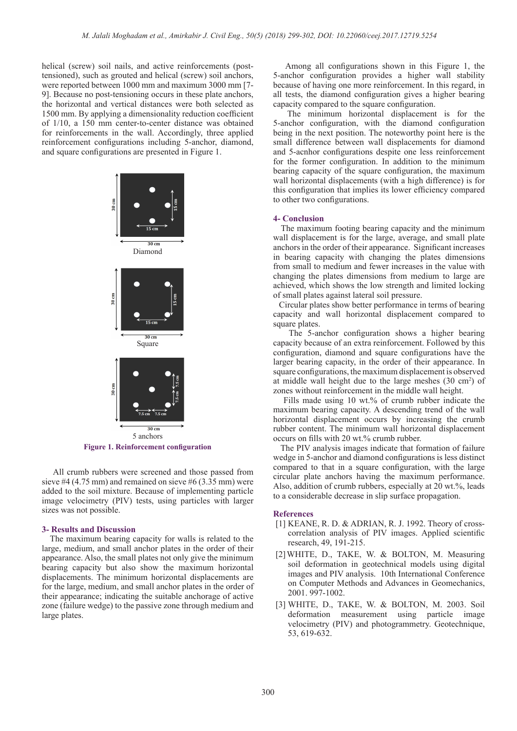helical (screw) soil nails, and active reinforcements (post-tensioned), such as grouted and helical (screw) soil anchors, were reported between 1000 mm and maximum 3000 mm [7-9]. Because no post-tensioning occurs in these plate anchors, the horizontal and vertical distances were both selected as 1500 mm. By applying a dimensionality reduction coefficient of 1/10, a 150 mm center-to-center distance was obtained for reinforcements in the wall. Accordingly, three applied reinforcement configurations including 5-anchor, diamond, and square configurations are presented in Figure 1.

Diamond

Square

5 anchors

**Figure 1. Reinforcement configuration**

All crumb rubbers were screened and those passed from sieve #4 (4.75 mm) and remained on sieve #6 (3.35 mm) were added to the soil mixture. Because of implementing particle image velocimetry (PIV) tests, using particles with larger sizes was not possible.

## 3- Results and Discussion

The maximum bearing capacity for walls is related to the large, medium, and small anchor plates in the order of their appearance. Also, the small plates not only give the minimum bearing capacity but also show the maximum horizontal displacements. The minimum horizontal displacements are for the large, medium, and small anchor plates in the order of their appearance; indicating the suitable anchorage of active zone (failure wedge) to the passive zone through medium and large plates.

Among all configurations shown in this Figure 1, the 5-anchor configuration provides a higher wall stability because of having one more reinforcement. In this regard, in all tests, the diamond configuration gives a higher bearing capacity compared to the square configuration.

The minimum horizontal displacement is for the 5-anchor configuration, with the diamond configuration being in the next position. The noteworthy point here is the small difference between wall displacements for diamond and 5-acnhor configurations despite one less reinforcement for the former configuration. In addition to the minimum bearing capacity of the square configuration, the maximum wall horizontal displacements (with a high difference) is for this configuration that implies its lower efficiency compared to other two configurations.

## 4- Conclusion

The maximum footing bearing capacity and the minimum wall displacement is for the large, average, and small plate anchors in the order of their appearance. Significant increases in bearing capacity with changing the plates dimensions from small to medium and fewer increases in the value with changing the plates dimensions from medium to large are achieved, which shows the low strength and limited locking of small plates against lateral soil pressure.

Circular plates show better performance in terms of bearing capacity and wall horizontal displacement compared to square plates.

The 5-anchor configuration shows a higher bearing capacity because of an extra reinforcement. Followed by this configuration, diamond and square configurations have the larger bearing capacity, in the order of their appearance. In square configurations, the maximum displacement is observed at middle wall height due to the large meshes (30 cm$^2$) of zones without reinforcement in the middle wall height.

Fills made using 10 wt.% of crumb rubber indicate the maximum bearing capacity. A descending trend of the wall horizontal displacement occurs by increasing the crumb rubber content. The minimum wall horizontal displacement occurs on fills with 20 wt.% crumb rubber.

The PIV analysis images indicate that formation of failure wedge in 5-anchor and diamond configurations is less distinct compared to that in a square configuration, with the large circular plate anchors having the maximum performance. Also, addition of crumb rubbers, especially at 20 wt.%, leads to a considerable decrease in slip surface propagation.

## References

[1] KEANE, R. D. & ADRIAN, R. J. 1992. Theory of cross-correlation analysis of PIV images. Applied scientific research, 49, 191-215.

[2] WHITE, D., TAKE, W. & BOLTON, M. Measuring soil deformation in geotechnical models using digital images and PIV analysis. 10th International Conference on Computer Methods and Advances in Geomechanics, 2001. 997-1002.

[3] WHITE, D., TAKE, W. & BOLTON, M. 2003. Soil deformation measurement using particle image velocimetry (PIV) and photogrammetry. Geotechnique, 53, 619-632.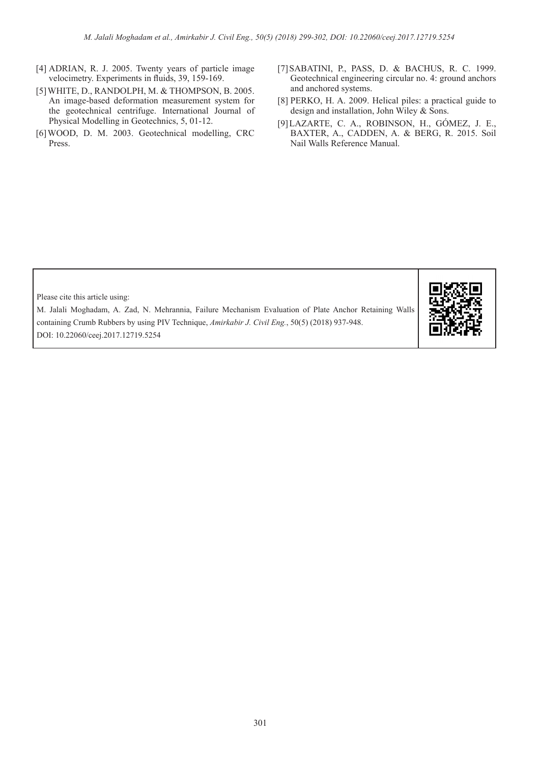[4] ADRIAN, R. J. 2005. Twenty years of particle image velocimetry. Experiments in fluids, 39, 159-169.

[5] WHITE, D., RANDOLPH, M. & THOMPSON, B. 2005. An image-based deformation measurement system for the geotechnical centrifuge. International Journal of Physical Modelling in Geotechnics, 5, 01-12.

[6] WOOD, D. M. 2003. Geotechnical modelling, CRC Press.

[7] SABATINI, P., PASS, D. & BACHUS, R. C. 1999. Geotechnical engineering circular no. 4: ground anchors and anchored systems.

[8] PERKO, H. A. 2009. Helical piles: a practical guide to design and installation, John Wiley & Sons.

[9] LAZARTE, C. A., ROBINSON, H., GÓMEZ, J. E., BAXTER, A., CADDEN, A. & BERG, R. 2015. Soil Nail Walls Reference Manual.

Please cite this article using:

M. Jalali Moghadam, A. Zad, N. Mehrannia, Failure Mechanism Evaluation of Plate Anchor Retaining Walls containing Crumb Rubbers by using PIV Technique, *Amirkabir J. Civil Eng.*, 50(5) (2018) 937-948.

DOI: 10.22060/ceej.2017.12719.5254